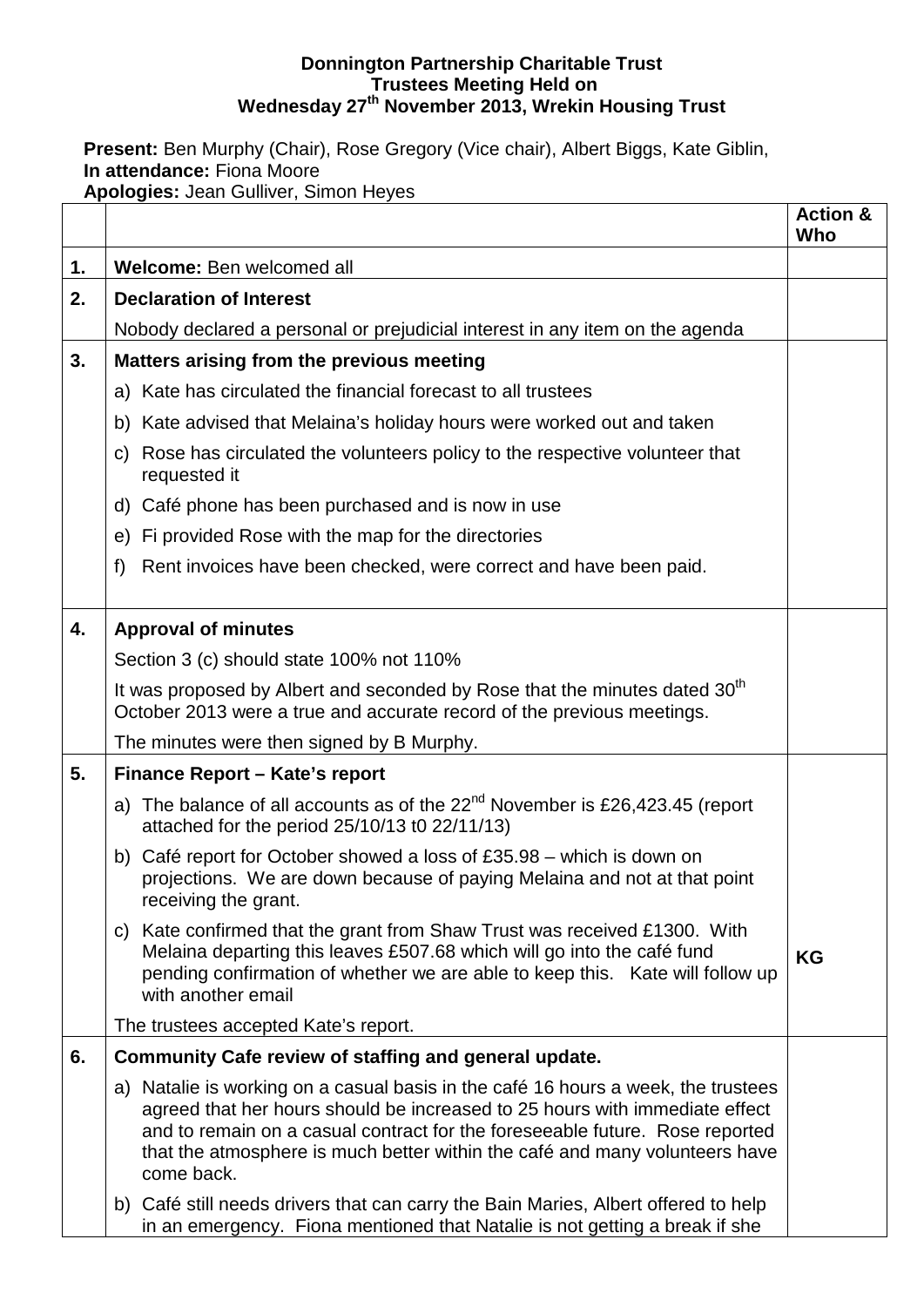**Donnington Partnership Charitable Trust**
**Trustees Meeting Held on**
**Wednesday 27th November 2013, Wrekin Housing Trust**

**Present:** Ben Murphy (Chair), Rose Gregory (Vice chair), Albert Biggs, Kate Giblin,
**In attendance:** Fiona Moore
**Apologies:** Jean Gulliver, Simon Heyes

| | | **Action & Who** |
|---|---|---|
| **1.** | **Welcome:** Ben welcomed all | |
| **2.** | **Declaration of Interest**<br>Nobody declared a personal or prejudicial interest in any item on the agenda | |
| **3.** | **Matters arising from the previous meeting**<br>a) Kate has circulated the financial forecast to all trustees<br>b) Kate advised that Melaina's holiday hours were worked out and taken<br>c) Rose has circulated the volunteers policy to the respective volunteer that requested it<br>d) Café phone has been purchased and is now in use<br>e) Fi provided Rose with the map for the directories<br>f) Rent invoices have been checked, were correct and have been paid. | |
| **4.** | **Approval of minutes**<br>Section 3 (c) should state 100% not 110%<br>It was proposed by Albert and seconded by Rose that the minutes dated 30th October 2013 were a true and accurate record of the previous meetings.<br>The minutes were then signed by B Murphy. | |
| **5.** | **Finance Report – Kate's report**<br>a) The balance of all accounts as of the 22nd November is £26,423.45 (report attached for the period 25/10/13 t0 22/11/13)<br>b) Café report for October showed a loss of £35.98 – which is down on projections. We are down because of paying Melaina and not at that point receiving the grant.<br>c) Kate confirmed that the grant from Shaw Trust was received £1300. With Melaina departing this leaves £507.68 which will go into the café fund pending confirmation of whether we are able to keep this. Kate will follow up with another email<br>The trustees accepted Kate's report. | **KG** |
| **6.** | **Community Cafe review of staffing and general update.**<br>a) Natalie is working on a casual basis in the café 16 hours a week, the trustees agreed that her hours should be increased to 25 hours with immediate effect and to remain on a casual contract for the foreseeable future. Rose reported that the atmosphere is much better within the café and many volunteers have come back.<br>b) Café still needs drivers that can carry the Bain Maries, Albert offered to help in an emergency. Fiona mentioned that Natalie is not getting a break if she | |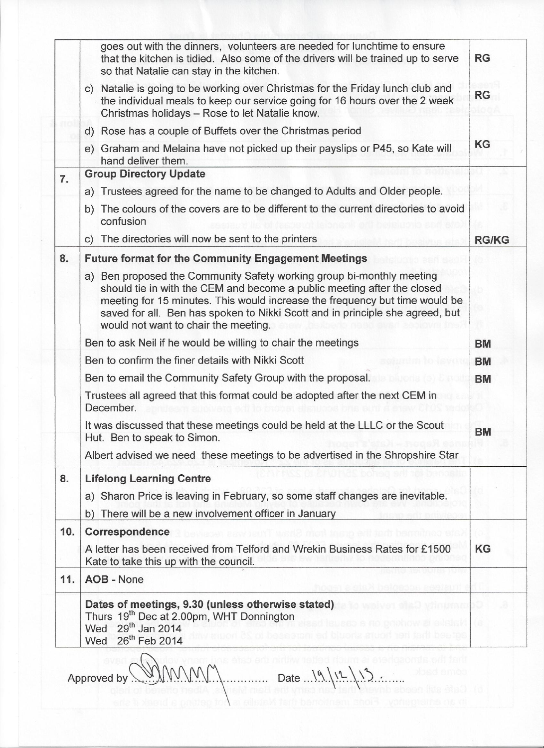| | | |
|---|---|---|
| | goes out with the dinners, volunteers are needed for lunchtime to ensure that the kitchen is tidied. Also some of the drivers will be trained up to serve so that Natalie can stay in the kitchen. | RG |
| | c) Natalie is going to be working over Christmas for the Friday lunch club and the individual meals to keep our service going for 16 hours over the 2 week Christmas holidays – Rose to let Natalie know. | RG |
| | d) Rose has a couple of Buffets over the Christmas period | |
| | e) Graham and Melaina have not picked up their payslips or P45, so Kate will hand deliver them. | KG |
| 7. | **Group Directory Update** | |
| | a) Trustees agreed for the name to be changed to Adults and Older people. | |
| | b) The colours of the covers are to be different to the current directories to avoid confusion | |
| | c) The directories will now be sent to the printers | RG/KG |
| 8. | **Future format for the Community Engagement Meetings** | |
| | a) Ben proposed the Community Safety working group bi-monthly meeting should tie in with the CEM and become a public meeting after the closed meeting for 15 minutes. This would increase the frequency but time would be saved for all. Ben has spoken to Nikki Scott and in principle she agreed, but would not want to chair the meeting. | |
| | Ben to ask Neil if he would be willing to chair the meetings | BM |
| | Ben to confirm the finer details with Nikki Scott | BM |
| | Ben to email the Community Safety Group with the proposal. | BM |
| | Trustees all agreed that this format could be adopted after the next CEM in December. | |
| | It was discussed that these meetings could be held at the LLLC or the Scout Hut. Ben to speak to Simon. | BM |
| | Albert advised we need these meetings to be advertised in the Shropshire Star | |
| 8. | **Lifelong Learning Centre** | |
| | a) Sharon Price is leaving in February, so some staff changes are inevitable. | |
| | b) There will be a new involvement officer in January | |
| 10. | **Correspondence** | |
| | A letter has been received from Telford and Wrekin Business Rates for £1500 Kate to take this up with the council. | KG |
| 11. | **AOB** - None | |
| | **Dates of meetings, 9.30 (unless otherwise stated)**<br>Thurs 19th Dec at 2.00pm, WHT Donnington<br>Wed 29th Jan 2014<br>Wed 26th Feb 2014 | |

Approved by ....[signature].................. Date ...19/12/13.........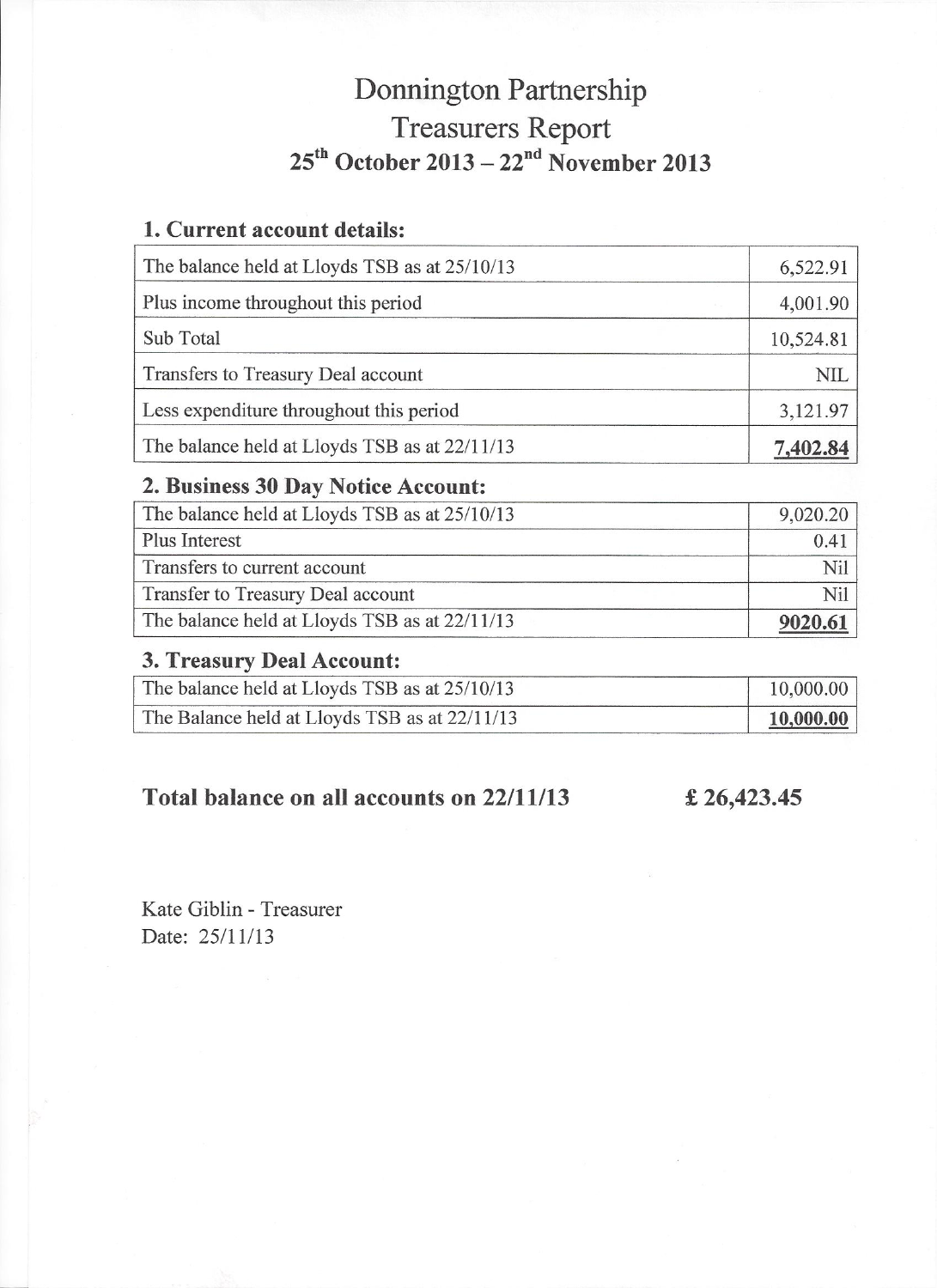# Donnington Partnership
# Treasurers Report
## 25th October 2013 – 22nd November 2013

### 1. Current account details:

| | |
|---|---|
| The balance held at Lloyds TSB as at 25/10/13 | 6,522.91 |
| Plus income throughout this period | 4,001.90 |
| Sub Total | 10,524.81 |
| Transfers to Treasury Deal account | NIL |
| Less expenditure throughout this period | 3,121.97 |
| The balance held at Lloyds TSB as at 22/11/13 | **7,402.84** |

### 2. Business 30 Day Notice Account:

| | |
|---|---|
| The balance held at Lloyds TSB as at 25/10/13 | 9,020.20 |
| Plus Interest | 0.41 |
| Transfers to current account | Nil |
| Transfer to Treasury Deal account | Nil |
| The balance held at Lloyds TSB as at 22/11/13 | **9020.61** |

### 3. Treasury Deal Account:

| | |
|---|---|
| The balance held at Lloyds TSB as at 25/10/13 | 10,000.00 |
| The Balance held at Lloyds TSB as at 22/11/13 | **10,000.00** |

**Total balance on all accounts on 22/11/13** **£ 26,423.45**

Kate Giblin - Treasurer
Date: 25/11/13